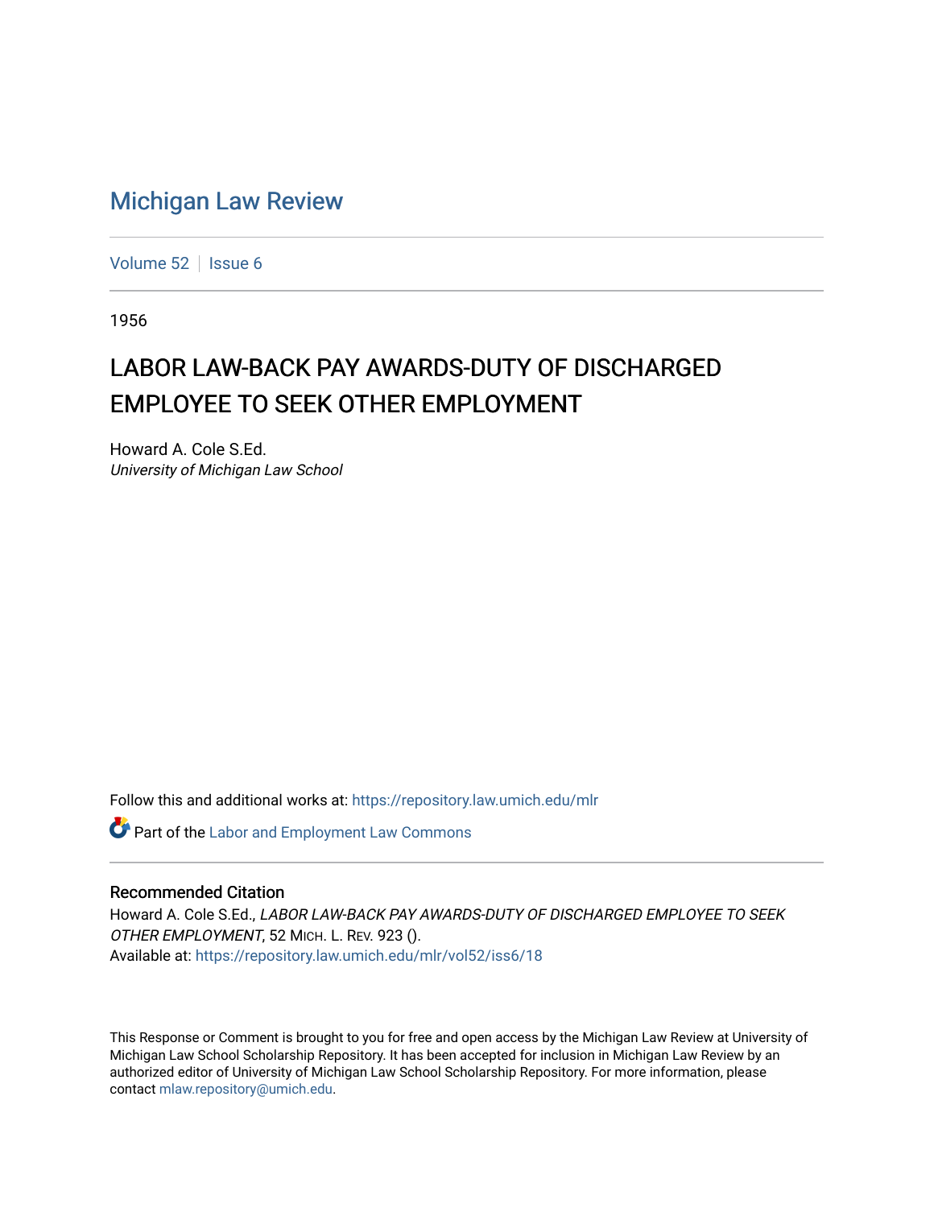# Michigan Law Review

Volume 52 | Issue 6

1956

## LABOR LAW-BACK PAY AWARDS-DUTY OF DISCHARGED EMPLOYEE TO SEEK OTHER EMPLOYMENT

Howard A. Cole S.Ed.
*University of Michigan Law School*

Follow this and additional works at: https://repository.law.umich.edu/mlr

Part of the Labor and Employment Law Commons

### Recommended Citation

Howard A. Cole S.Ed., *LABOR LAW-BACK PAY AWARDS-DUTY OF DISCHARGED EMPLOYEE TO SEEK OTHER EMPLOYMENT*, 52 MICH. L. REV. 923 ().
Available at: https://repository.law.umich.edu/mlr/vol52/iss6/18

This Response or Comment is brought to you for free and open access by the Michigan Law Review at University of Michigan Law School Scholarship Repository. It has been accepted for inclusion in Michigan Law Review by an authorized editor of University of Michigan Law School Scholarship Repository. For more information, please contact mlaw.repository@umich.edu.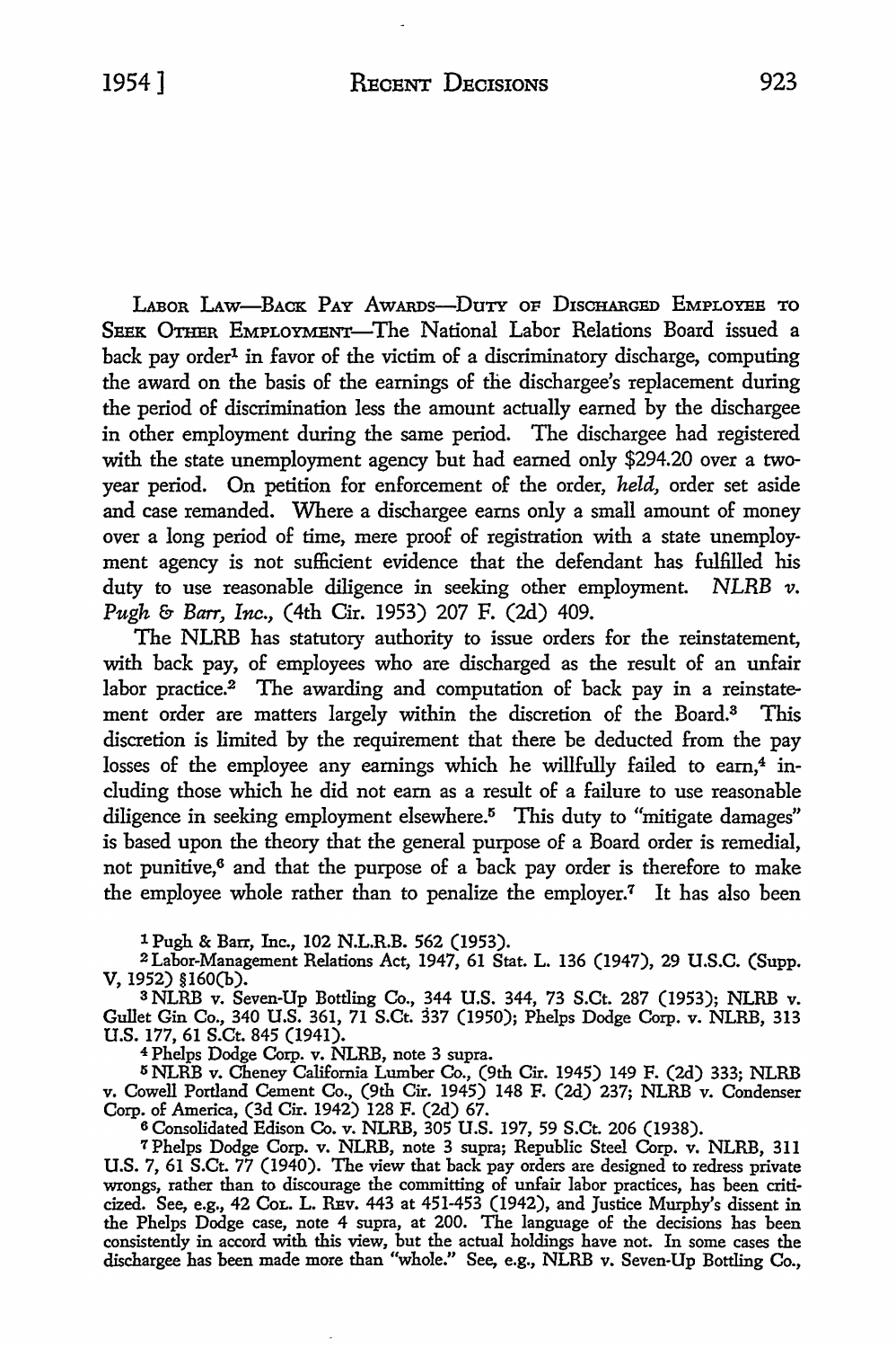LABOR LAW—BACK PAY AWARDS—DUTY OF DISCHARGED EMPLOYEE TO SEEK OTHER EMPLOYMENT—The National Labor Relations Board issued a back pay order[1] in favor of the victim of a discriminatory discharge, computing the award on the basis of the earnings of the dischargee's replacement during the period of discrimination less the amount actually earned by the dischargee in other employment during the same period. The dischargee had registered with the state unemployment agency but had earned only $294.20 over a two-year period. On petition for enforcement of the order, *held,* order set aside and case remanded. Where a dischargee earns only a small amount of money over a long period of time, mere proof of registration with a state unemployment agency is not sufficient evidence that the defendant has fulfilled his duty to use reasonable diligence in seeking other employment. *NLRB v. Pugh & Barr, Inc.,* (4th Cir. 1953) 207 F. (2d) 409.

The NLRB has statutory authority to issue orders for the reinstatement, with back pay, of employees who are discharged as the result of an unfair labor practice.[2] The awarding and computation of back pay in a reinstatement order are matters largely within the discretion of the Board.[3] This discretion is limited by the requirement that there be deducted from the pay losses of the employee any earnings which he willfully failed to earn,[4] including those which he did not earn as a result of a failure to use reasonable diligence in seeking employment elsewhere.[5] This duty to "mitigate damages" is based upon the theory that the general purpose of a Board order is remedial, not punitive,[6] and that the purpose of a back pay order is therefore to make the employee whole rather than to penalize the employer.[7] It has also been

---

[1] Pugh & Barr, Inc., 102 N.L.R.B. 562 (1953).

[2] Labor-Management Relations Act, 1947, 61 Stat. L. 136 (1947), 29 U.S.C. (Supp. V, 1952) §160(b).

[3] NLRB v. Seven-Up Bottling Co., 344 U.S. 344, 73 S.Ct. 287 (1953); NLRB v. Gullet Gin Co., 340 U.S. 361, 71 S.Ct. 337 (1950); Phelps Dodge Corp. v. NLRB, 313 U.S. 177, 61 S.Ct. 845 (1941).

[4] Phelps Dodge Corp. v. NLRB, note 3 supra.

[5] NLRB v. Cheney California Lumber Co., (9th Cir. 1945) 149 F. (2d) 333; NLRB v. Cowell Portland Cement Co., (9th Cir. 1945) 148 F. (2d) 237; NLRB v. Condenser Corp. of America, (3d Cir. 1942) 128 F. (2d) 67.

[6] Consolidated Edison Co. v. NLRB, 305 U.S. 197, 59 S.Ct. 206 (1938).

[7] Phelps Dodge Corp. v. NLRB, note 3 supra; Republic Steel Corp. v. NLRB, 311 U.S. 7, 61 S.Ct. 77 (1940). The view that back pay orders are designed to redress private wrongs, rather than to discourage the committing of unfair labor practices, has been criticized. See, e.g., 42 COL. L. REV. 443 at 451-453 (1942), and Justice Murphy's dissent in the Phelps Dodge case, note 4 supra, at 200. The language of the decisions has been consistently in accord with this view, but the actual holdings have not. In some cases the dischargee has been made more than "whole." See, e.g., NLRB v. Seven-Up Bottling Co.,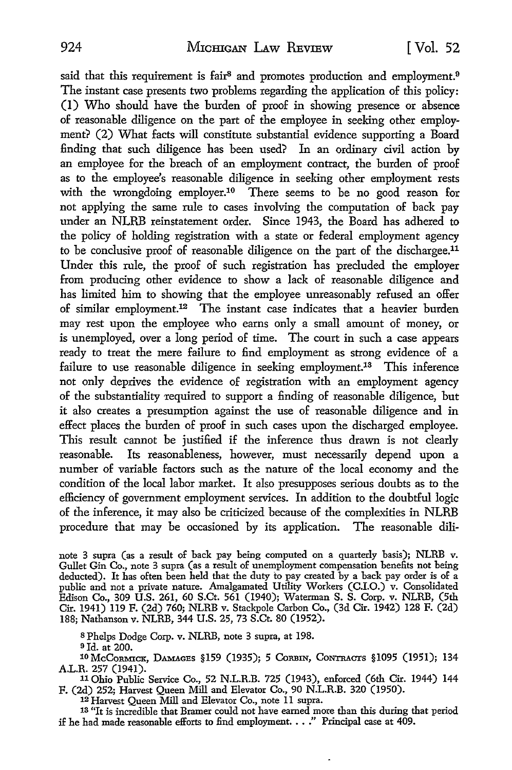said that this requirement is fair[8] and promotes production and employment.[9] The instant case presents two problems regarding the application of this policy: (1) Who should have the burden of proof in showing presence or absence of reasonable diligence on the part of the employee in seeking other employment? (2) What facts will constitute substantial evidence supporting a Board finding that such diligence has been used? In an ordinary civil action by an employee for the breach of an employment contract, the burden of proof as to the employee's reasonable diligence in seeking other employment rests with the wrongdoing employer.[10] There seems to be no good reason for not applying the same rule to cases involving the computation of back pay under an NLRB reinstatement order. Since 1943, the Board has adhered to the policy of holding registration with a state or federal employment agency to be conclusive proof of reasonable diligence on the part of the dischargee.[11] Under this rule, the proof of such registration has precluded the employer from producing other evidence to show a lack of reasonable diligence and has limited him to showing that the employee unreasonably refused an offer of similar employment.[12] The instant case indicates that a heavier burden may rest upon the employee who earns only a small amount of money, or is unemployed, over a long period of time. The court in such a case appears ready to treat the mere failure to find employment as strong evidence of a failure to use reasonable diligence in seeking employment.[13] This inference not only deprives the evidence of registration with an employment agency of the substantiality required to support a finding of reasonable diligence, but it also creates a presumption against the use of reasonable diligence and in effect places the burden of proof in such cases upon the discharged employee. This result cannot be justified if the inference thus drawn is not clearly reasonable. Its reasonableness, however, must necessarily depend upon a number of variable factors such as the nature of the local economy and the condition of the local labor market. It also presupposes serious doubts as to the efficiency of government employment services. In addition to the doubtful logic of the inference, it may also be criticized because of the complexities in NLRB procedure that may be occasioned by its application. The reasonable dili-

note 3 supra (as a result of back pay being computed on a quarterly basis); NLRB v. Gullet Gin Co., note 3 supra (as a result of unemployment compensation benefits not being deducted). It has often been held that the duty to pay created by a back pay order is of a public and not a private nature. Amalgamated Utility Workers (C.I.O.) v. Consolidated Edison Co., 309 U.S. 261, 60 S.Ct. 561 (1940); Waterman S. S. Corp. v. NLRB, (5th Cir. 1941) 119 F. (2d) 760; NLRB v. Stackpole Carbon Co., (3d Cir. 1942) 128 F. (2d) 188; Nathanson v. NLRB, 344 U.S. 25, 73 S.Ct. 80 (1952).

[8] Phelps Dodge Corp. v. NLRB, note 3 supra, at 198.

[9] Id. at 200.

[10] McCormick, Damages §159 (1935); 5 Corbin, Contracts §1095 (1951); 134 A.L.R. 257 (1941).

[11] Ohio Public Service Co., 52 N.L.R.B. 725 (1943), enforced (6th Cir. 1944) 144 F. (2d) 252; Harvest Queen Mill and Elevator Co., 90 N.L.R.B. 320 (1950).

[12] Harvest Queen Mill and Elevator Co., note 11 supra.

[13] "It is incredible that Bramer could not have earned more than this during that period if he had made reasonable efforts to find employment. . . ." Principal case at 409.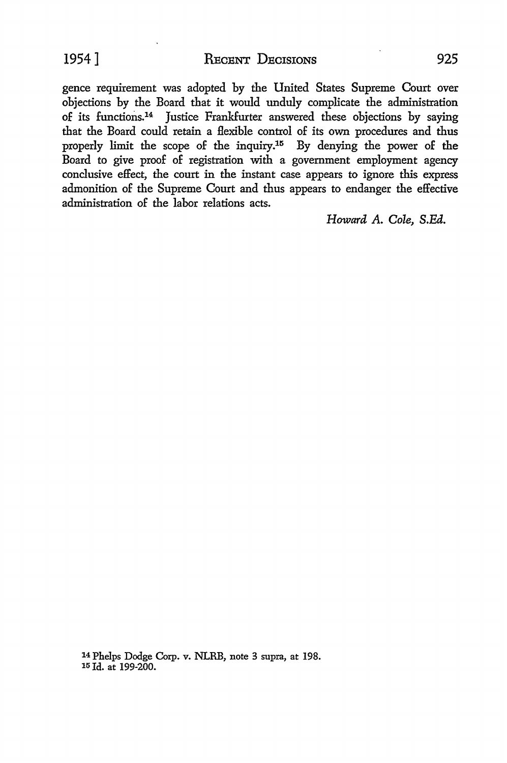gence requirement was adopted by the United States Supreme Court over objections by the Board that it would unduly complicate the administration of its functions.[14] Justice Frankfurter answered these objections by saying that the Board could retain a flexible control of its own procedures and thus properly limit the scope of the inquiry.[15] By denying the power of the Board to give proof of registration with a government employment agency conclusive effect, the court in the instant case appears to ignore this express admonition of the Supreme Court and thus appears to endanger the effective administration of the labor relations acts.

*Howard A. Cole, S.Ed.*

---

[14] Phelps Dodge Corp. v. NLRB, note 3 supra, at 198.
[15] Id. at 199-200.